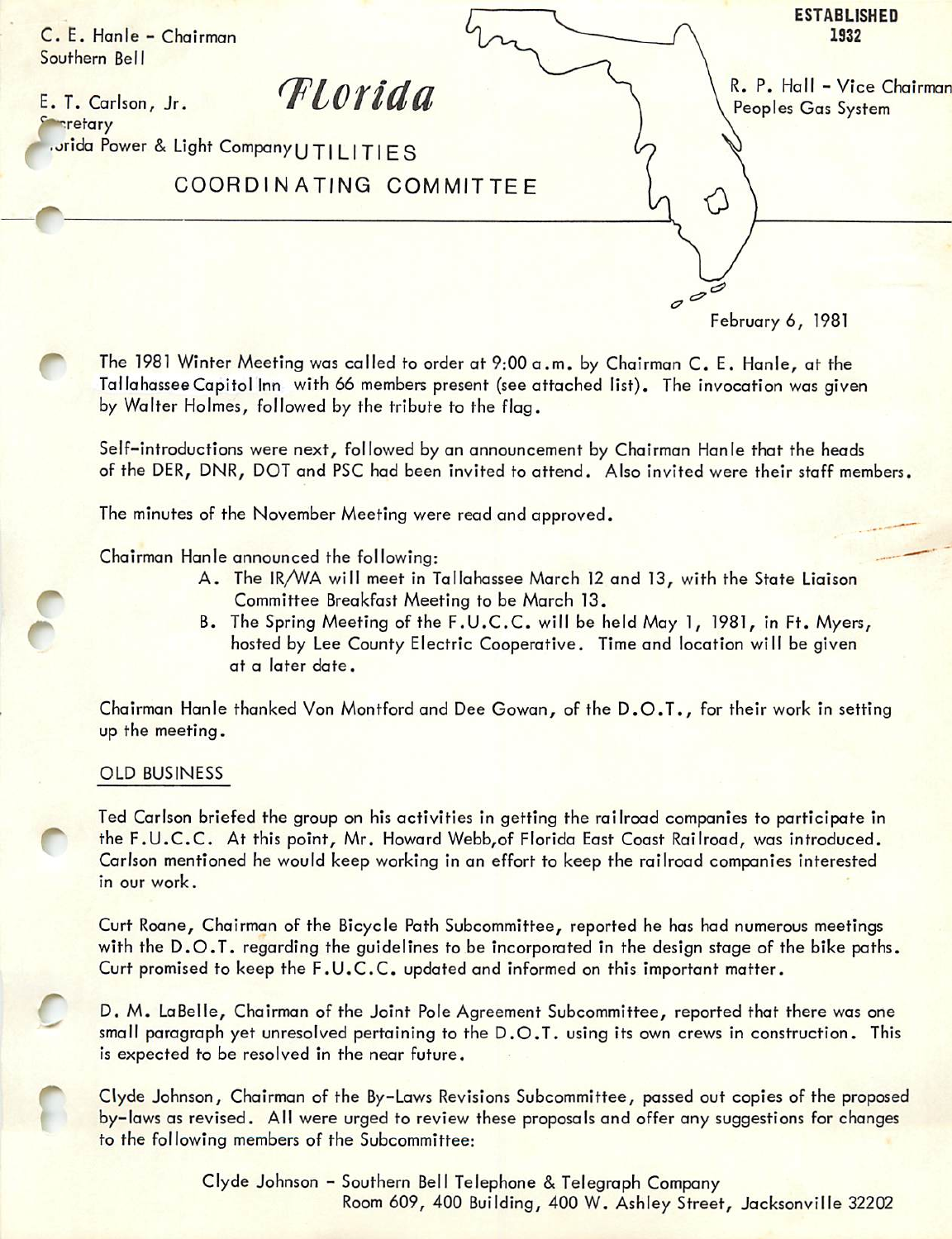C. E. Hanle - Chairman
Southern Bell

E. T. Carlson, Jr.
Secretary
Florida Power & Light Company

**ESTABLISHED 1932**

R. P. Hall - Vice Chairman
Peoples Gas System

# *Florida* UTILITIES COORDINATING COMMITTEE

February 6, 1981

The 1981 Winter Meeting was called to order at 9:00 a.m. by Chairman C. E. Hanle, at the Tallahassee Capitol Inn with 66 members present (see attached list). The invocation was given by Walter Holmes, followed by the tribute to the flag.

Self-introductions were next, followed by an announcement by Chairman Hanle that the heads of the DER, DNR, DOT and PSC had been invited to attend. Also invited were their staff members.

The minutes of the November Meeting were read and approved.

Chairman Hanle announced the following:

A. The IR/WA will meet in Tallahassee March 12 and 13, with the State Liaison Committee Breakfast Meeting to be March 13.

B. The Spring Meeting of the F.U.C.C. will be held May 1, 1981, in Ft. Myers, hosted by Lee County Electric Cooperative. Time and location will be given at a later date.

Chairman Hanle thanked Von Montford and Dee Gowan, of the D.O.T., for their work in setting up the meeting.

## OLD BUSINESS

Ted Carlson briefed the group on his activities in getting the railroad companies to participate in the F.U.C.C. At this point, Mr. Howard Webb,of Florida East Coast Railroad, was introduced. Carlson mentioned he would keep working in an effort to keep the railroad companies interested in our work.

Curt Roane, Chairman of the Bicycle Path Subcommittee, reported he has had numerous meetings with the D.O.T. regarding the guidelines to be incorporated in the design stage of the bike paths. Curt promised to keep the F.U.C.C. updated and informed on this important matter.

D. M. LaBelle, Chairman of the Joint Pole Agreement Subcommittee, reported that there was one small paragraph yet unresolved pertaining to the D.O.T. using its own crews in construction. This is expected to be resolved in the near future.

Clyde Johnson, Chairman of the By-Laws Revisions Subcommittee, passed out copies of the proposed by-laws as revised. All were urged to review these proposals and offer any suggestions for changes to the following members of the Subcommittee:

Clyde Johnson - Southern Bell Telephone & Telegraph Company
Room 609, 400 Building, 400 W. Ashley Street, Jacksonville 32202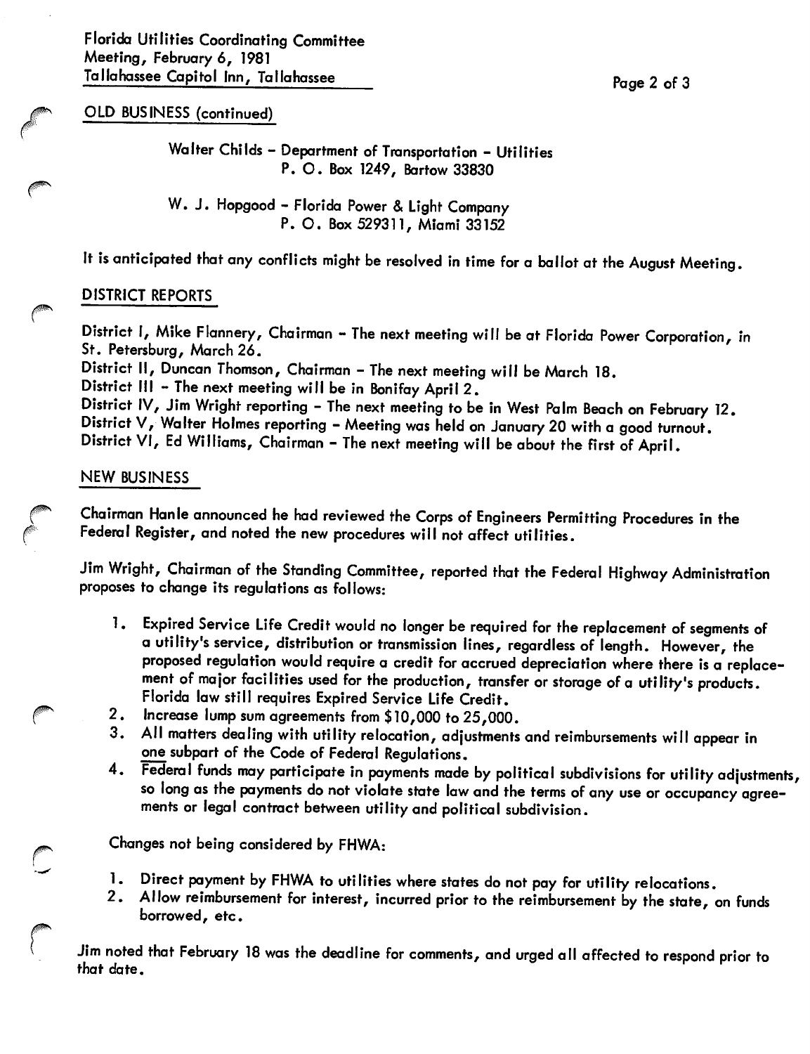## OLD BUSINESS (continued)

Walter Childs - Department of Transportation - Utilities
P. O. Box 1249, Bartow 33830

W. J. Hopgood - Florida Power & Light Company
P. O. Box 529311, Miami 33152

It is anticipated that any conflicts might be resolved in time for a ballot at the August Meeting.

## DISTRICT REPORTS

District I, Mike Flannery, Chairman - The next meeting will be at Florida Power Corporation, in St. Petersburg, March 26.
District II, Duncan Thomson, Chairman - The next meeting will be March 18.
District III - The next meeting will be in Bonifay April 2.
District IV, Jim Wright reporting - The next meeting to be in West Palm Beach on February 12.
District V, Walter Holmes reporting - Meeting was held on January 20 with a good turnout.
District VI, Ed Williams, Chairman - The next meeting will be about the first of April.

## NEW BUSINESS

Chairman Hanle announced he had reviewed the Corps of Engineers Permitting Procedures in the Federal Register, and noted the new procedures will not affect utilities.

Jim Wright, Chairman of the Standing Committee, reported that the Federal Highway Administration proposes to change its regulations as follows:

1. Expired Service Life Credit would no longer be required for the replacement of segments of a utility's service, distribution or transmission lines, regardless of length. However, the proposed regulation would require a credit for accrued depreciation where there is a replacement of major facilities used for the production, transfer or storage of a utility's products. Florida law still requires Expired Service Life Credit.
2. Increase lump sum agreements from $10,000 to 25,000.
3. All matters dealing with utility relocation, adjustments and reimbursements will appear in one subpart of the Code of Federal Regulations.
4. Federal funds may participate in payments made by political subdivisions for utility adjustments, so long as the payments do not violate state law and the terms of any use or occupancy agreements or legal contract between utility and political subdivision.

Changes not being considered by FHWA:

1. Direct payment by FHWA to utilities where states do not pay for utility relocations.
2. Allow reimbursement for interest, incurred prior to the reimbursement by the state, on funds borrowed, etc.

Jim noted that February 18 was the deadline for comments, and urged all affected to respond prior to that date.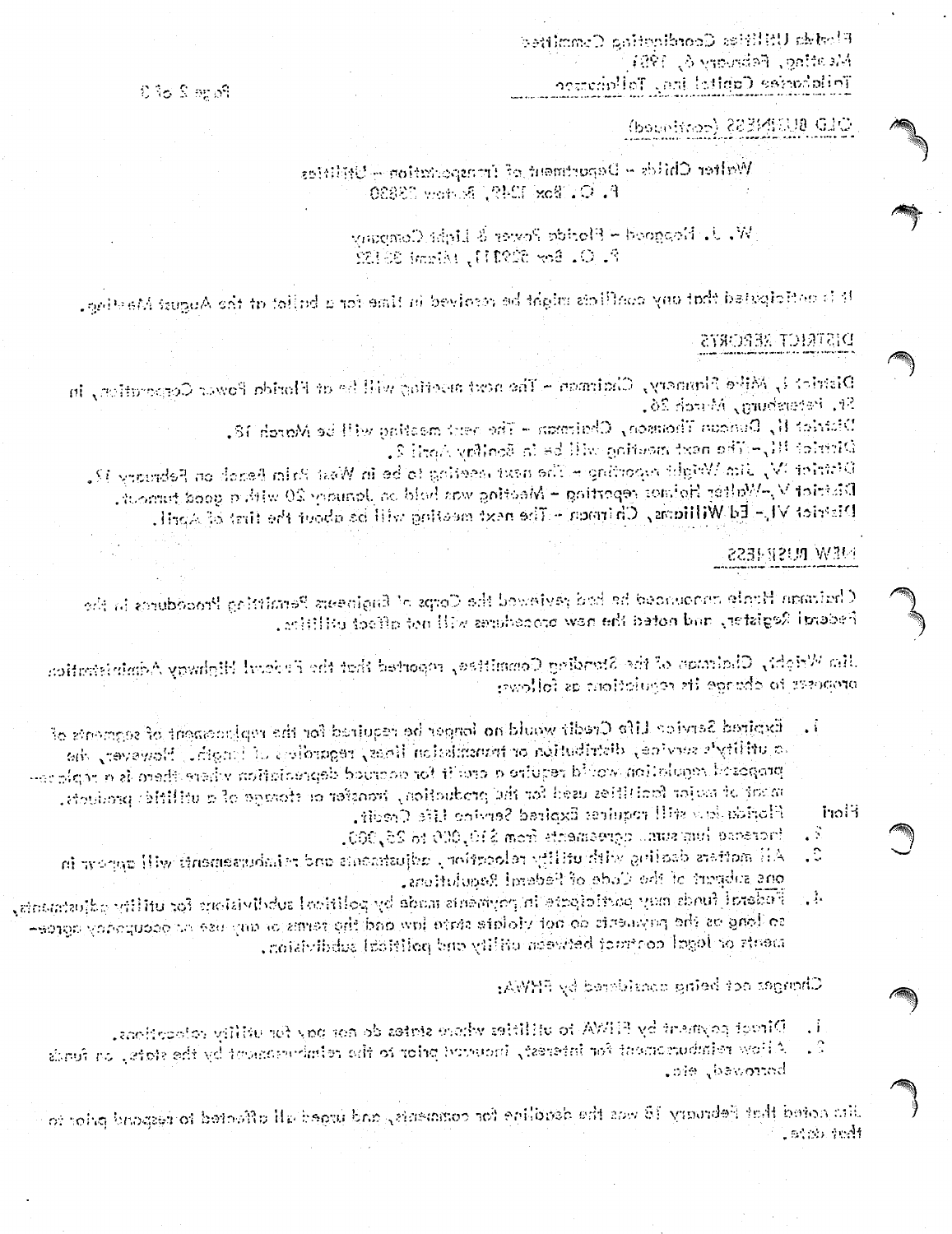## OLD BUSINESS (continued)

Walter Childs - Department of Transportation - Utilities
P. O. Box 1249, Bartow 33830

W. J. Hoagood - Florida Power & Light Company
P. O. Box 529111, Miami 33152

It is anticipated that any conflicts might be resolved in time for a ballot at the August Meeting.

## DISTRICT REPORTS

District I, Mike Flannery, Chairman - The next meeting will be at Florida Power Corporation, in St. Petersburg, March 26.
District II, Duncan Thomson, Chairman - The next meeting will be March 18.
District III, - The next meeting will be in Bonifay April 2.
District IV, Jim Wright reporting - The next meeting to be in West Palm Beach on February 12.
District V, Walter Holmes reporting - Meeting was held on January 20 with a good turnout.
District VI, - Ed Williams, Chirman - The next meeting will be about the first of April.

## NEW BUSINESS

Chairman Hinds announced he had reviewed the Corps of Engineers Permitting Procedures in the Federal Register, and noted the new procedures will not affect utilities.

Jim Wright, Chairman of the Standing Committee, reported that the Federal Highway Administration proposes to change its regulations as follows:

1. Expired Service Life Credit would no longer be required for the replacement of segments of a utility's service, distribution or transmission lines, regardless of length. However, the proposed regulation would require a credit for accrued depreciation where there is a replacement of major facilities used for the production, transfer or storage of a utility's products. Florida law still requires Expired Service Life Credit.
2. Increase lump sum agreements from $10,000 to 25,000.
3. All matters dealing with utility relocation, adjustments and reimbursements will appear in one subpart of the Code of Federal Regulations.
4. Federal funds may participate in payments made by political subdivisions for utility adjustments, so long as the payments do not violate state law and the terms of any use or occupancy agreements or legal contract between utility and political subdivision.

Changes not being considered by FHWA:

1. Direct payment by FHWA to utilities where states do not pay for utility relocations.
2. Allow reimbursement for interest, incurred prior to the reimbursement by the state, on funds borrowed, etc.

Jim noted that February 18 was the deadline for comments, and urged all affected to respond prior to that date.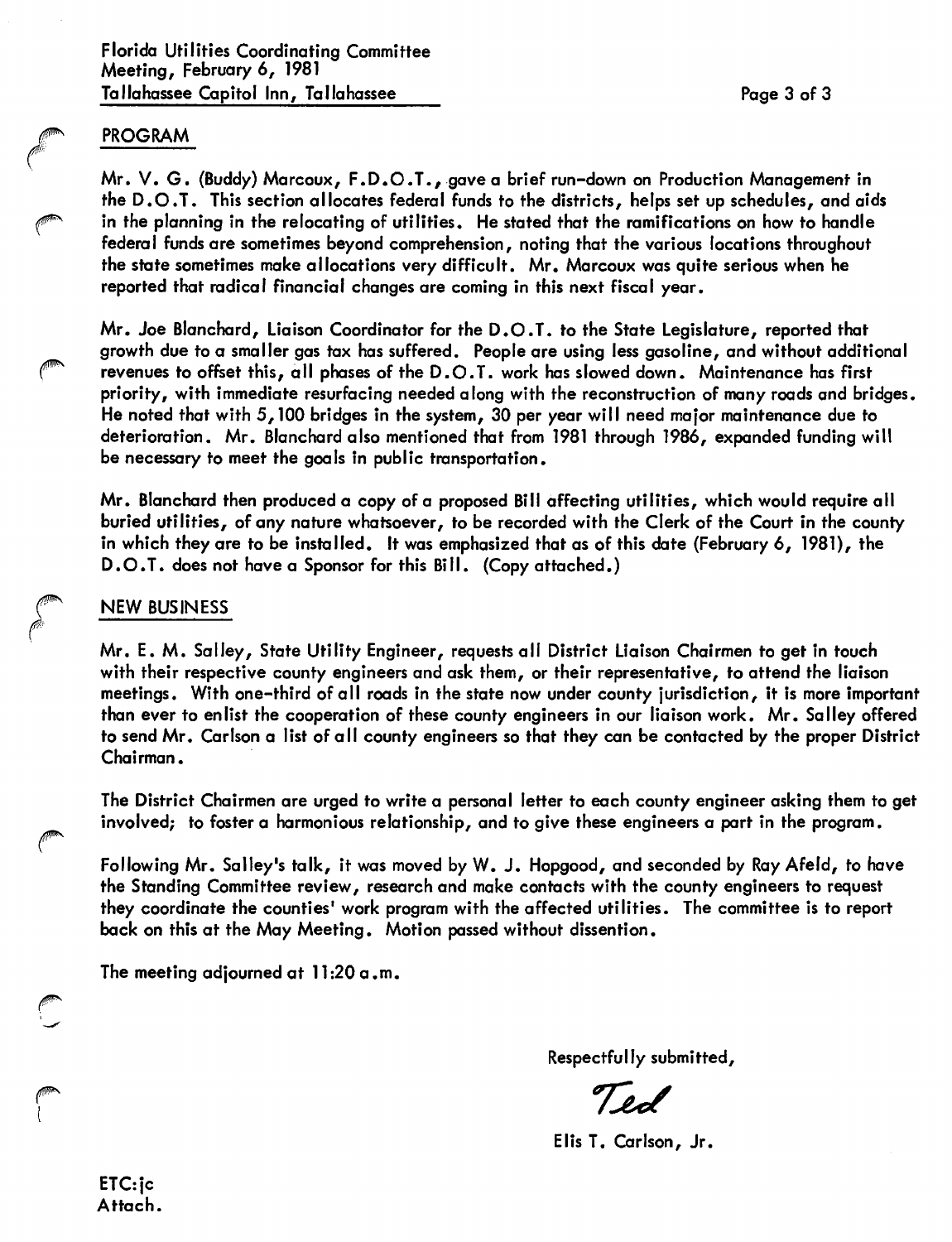## PROGRAM

Mr. V. G. (Buddy) Marcoux, F.D.O.T., gave a brief run-down on Production Management in the D.O.T. This section allocates federal funds to the districts, helps set up schedules, and aids in the planning in the relocating of utilities. He stated that the ramifications on how to handle federal funds are sometimes beyond comprehension, noting that the various locations throughout the state sometimes make allocations very difficult. Mr. Marcoux was quite serious when he reported that radical financial changes are coming in this next fiscal year.

Mr. Joe Blanchard, Liaison Coordinator for the D.O.T. to the State Legislature, reported that growth due to a smaller gas tax has suffered. People are using less gasoline, and without additional revenues to offset this, all phases of the D.O.T. work has slowed down. Maintenance has first priority, with immediate resurfacing needed along with the reconstruction of many roads and bridges. He noted that with 5,100 bridges in the system, 30 per year will need major maintenance due to deterioration. Mr. Blanchard also mentioned that from 1981 through 1986, expanded funding will be necessary to meet the goals in public transportation.

Mr. Blanchard then produced a copy of a proposed Bill affecting utilities, which would require all buried utilities, of any nature whatsoever, to be recorded with the Clerk of the Court in the county in which they are to be installed. It was emphasized that as of this date (February 6, 1981), the D.O.T. does not have a Sponsor for this Bill. (Copy attached.)

## NEW BUSINESS

Mr. E. M. Salley, State Utility Engineer, requests all District Liaison Chairmen to get in touch with their respective county engineers and ask them, or their representative, to attend the liaison meetings. With one-third of all roads in the state now under county jurisdiction, it is more important than ever to enlist the cooperation of these county engineers in our liaison work. Mr. Salley offered to send Mr. Carlson a list of all county engineers so that they can be contacted by the proper District Chairman.

The District Chairmen are urged to write a personal letter to each county engineer asking them to get involved; to foster a harmonious relationship, and to give these engineers a part in the program.

Following Mr. Salley's talk, it was moved by W. J. Hopgood, and seconded by Ray Afeld, to have the Standing Committee review, research and make contacts with the county engineers to request they coordinate the counties' work program with the affected utilities. The committee is to report back on this at the May Meeting. Motion passed without dissention.

The meeting adjourned at 11:20 a.m.

Respectfully submitted,

Ted

Elis T. Carlson, Jr.

ETC:jc
Attach.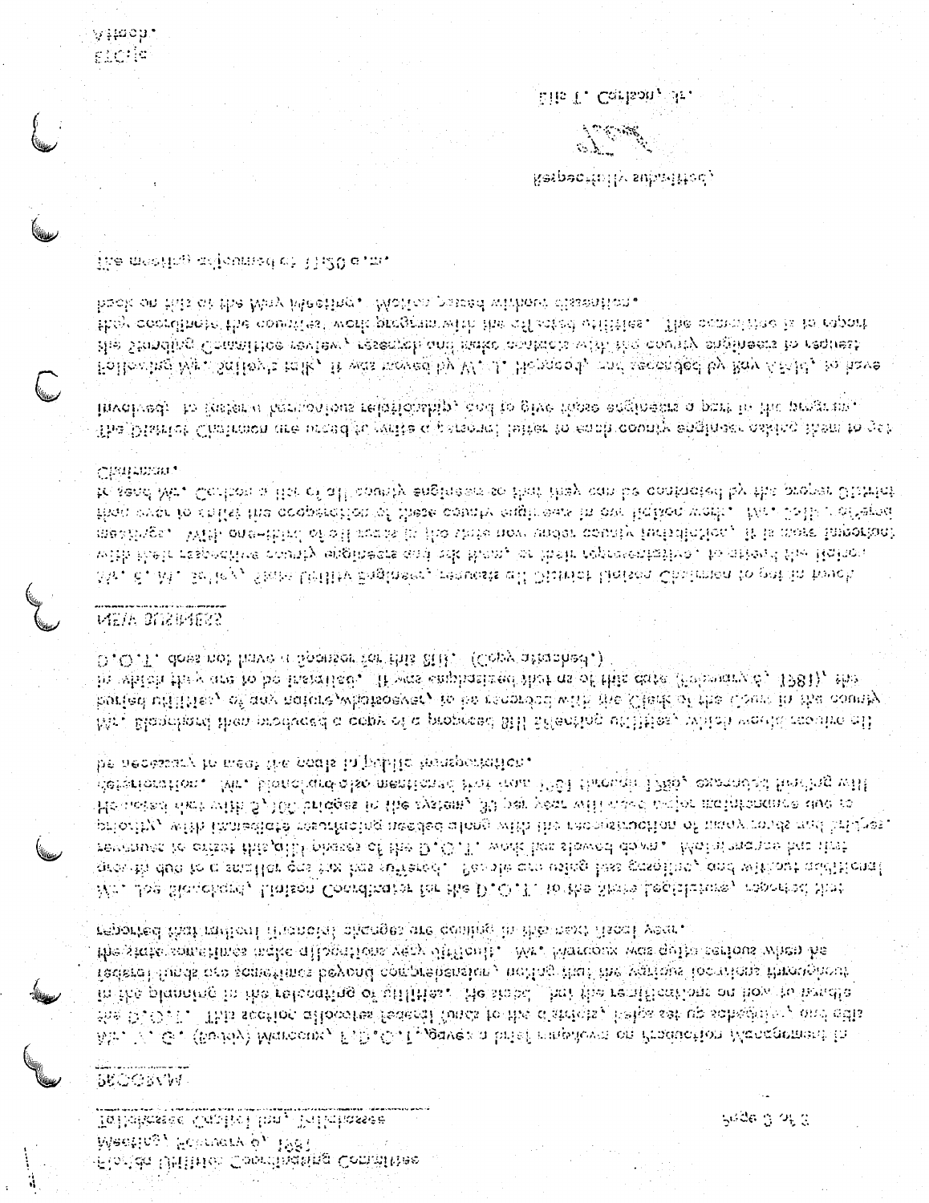Florida Utilities Coordinating Committee
Meeting, February 9, 1981
Tallahassee Capitol Inn, Tallahassee

## PROGRAM

Mr. R. G. (Buddy) Marcoux, F.D.O.T., gave a brief rundown on Production Management in the D.O.T. This section allocates federal funds to the districts, helps set up schedules, and aids in the planning in the relocating of utilities. He stated that the ramifications on how to handle federal funds are sometimes beyond comprehension, noting that the various locations throughout the state sometimes make allocations very difficult. Mr. Marcoux was quite serious when he reported that radical financial changes are coming in the next fiscal year.

Mr. Joe Blanchard, Liaison Coordinator for the D.O.T. to the State Legislature, reported that growth due to a smaller gas tax has suffered. People are using less gasoline, and without additional revenues to offset this, all phases of the D.O.T. work has slowed down. Maintenance has first priority, with immediate resurfacing needed along with the reconstruction of many roads and bridges. He noted that with 5,700 bridges in the system, 50 per year will need major maintenance due to deterioration. Mr. Blanchard also mentioned that from 1981 through 1986, extended funding will be necessary to meet the costs in public transportation.

Mr. Blanchard then produced a copy of a proposed Bill affecting utilities, which would require all buried utilities, of any nature whatsoever, to be recorded with the Clerk of the Court in the county in which they are to be installed. It was emphasized that as of this date (February 9, 1981), the D.O.T. does not have a Sponsor for this Bill. (Copy attached.)

## NEW BUSINESS

Mr. S. M. Bailey, State Utility Engineer, requests all District Liaison Chairmen to get in touch with their respective county engineers and ask them, or their representatives, to attend the liaison meetings. With one-third of all roads in the state now under county jurisdiction, it is more important than ever to enlist the cooperation of these county engineers in our liaison work. Mr. Bailey offered to send Mr. Carlson a list of all county engineers so that they can be contacted by the proper District Chairman.

The District Chairmen are urged to write a personal letter to each county engineer asking them to get involved: to foster a harmonious relationship, and to give these engineers a part in the program.

Following Mr. Bailey's talk, it was moved by W. L. Hancock, and seconded by Ray Artz, to have the Standing Committee review, research and make contacts with the county engineers to request they coordinate the counties' work program with the affected utilities. The committee is to report back on this at the May Meeting. Motion passed without dissention.

The meeting adjourned at 11:20 a.m.

Respectfully submitted,

Ellis T. Carlson, Jr.

ETC:js
Attach.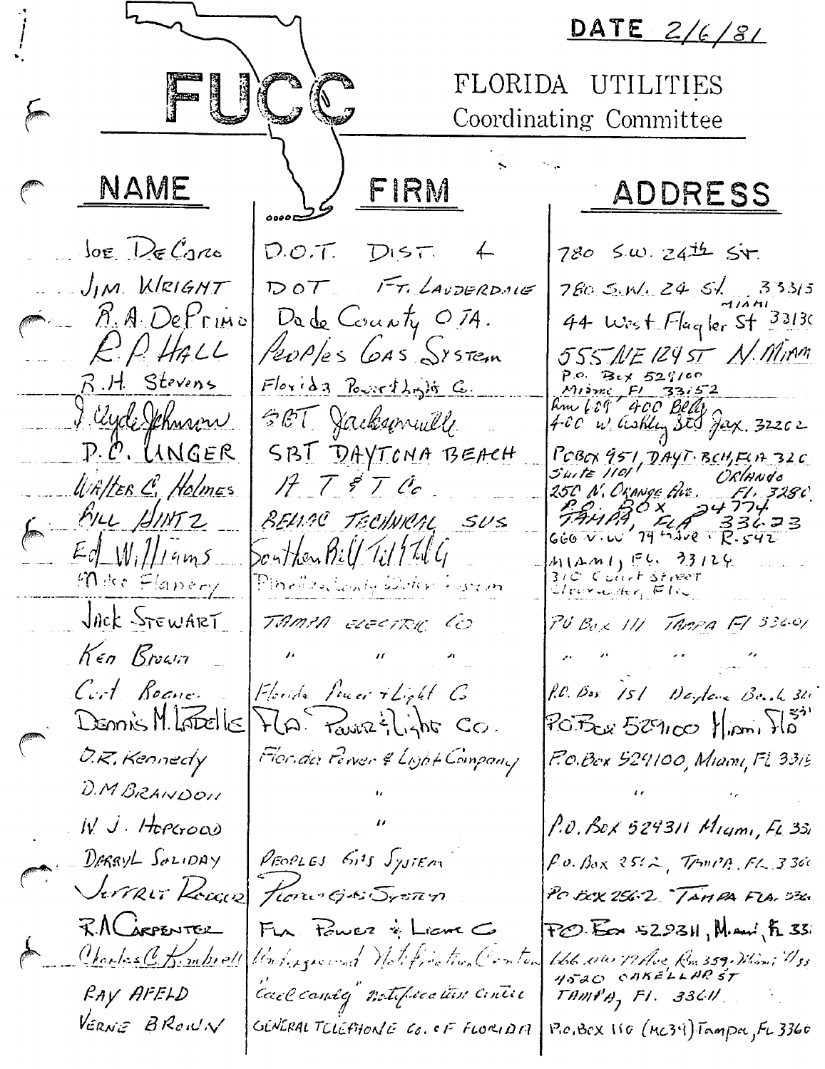DATE 2/6/81

# FUCC

FLORIDA UTILITIES Coordinating Committee

| NAME | FIRM | ADDRESS |
|---|---|---|
| Joe DeCarlo | D.O.T. DIST. 4 | 780 S.W. 24th St. |
| JIM WRIGHT | DOT FT. LAUDERDALE | 780 S.W. 24 St. 33315 |
| R.A. DePrimo | Dade County OTA. | 44 West Flagler St MIAMI 33130 |
| R.P. HALL | Peoples Gas System | 555 NE 124 ST N. Miami |
| R.H. Stevens | Florida Power & Light Co. | P.O. Box 529100 Miami, Fl 33152 |
| J. Clyde Johnson | SBT Jacksonville | Rm 609 400 Bldg 400 W. Ashley St. Jax. 32202 |
| D.C. UNGER | SBT DAYTONA BEACH | POBOX 951, DAYT. BCH, FLA 320 |
| Walter C. Holmes | A T & T Co. | Suite 1101 250 N. Orange Ave. Orlando Fl. 3280 |
| Bill Hintz | BELLAC TECHNICAL SUS | P.O. BOX 24774 TAMPA, FLA 33623 |
| Ed Williams | Southern Bell Tel & Tel Co | 660 N.W. 79th Ave R-542 MIAMI, FL. 33126 |
| Mike Flanery | Pinellas County Water System | 310 Court Street Clearwater, Fla |
| JACK STEWART | TAMPA ELECTRIC CO | PO Box 111 TAMPA Fl 33601 |
| Ken Brown | " " " | " " " |
| Curt Roane | Florida Power & Light Co | P.O. Box 151 Daytona Beach 32 |
| Dennis M. LaBelle | Fla. Power & Light Co. | P.O. Box 529100 Miami Fla 331 |
| D.R. Kennedy | Florida Power & Light Company | P.O. Box 529100, Miami, FL 331 |
| D.M BRANDON | " | " " |
| W. J. Hopgood | " | P.O. Box 529311 Miami, FL 33 |
| DARRYL SOLIDAY | PEOPLES GAS SYSTEM | P.O. Box 2562, TAMPA, FL. 336 |
| Jeffrey Rodger | Peoples Gas System | PO BOX 2562 TAMPA FLA. 336 |
| R.A. CARPENTER | FLA. POWER & LIGHT CO | P.O. Box 529311, Miami, FL 33 |
| Charles C. Kimbrell | Underground Notification Center | 1666 NW 79 Ave, Rm 359 - Miami 33 |
| RAY AFELD | "call candy" notification center | 4520 OAKELLAR ST TAMPA, Fl. 33611 |
| VERNE BROWN | GENERAL TELEPHONE CO. OF FLORIDA | P.O.Box 110 (MC39) Tampa, FL 3360 |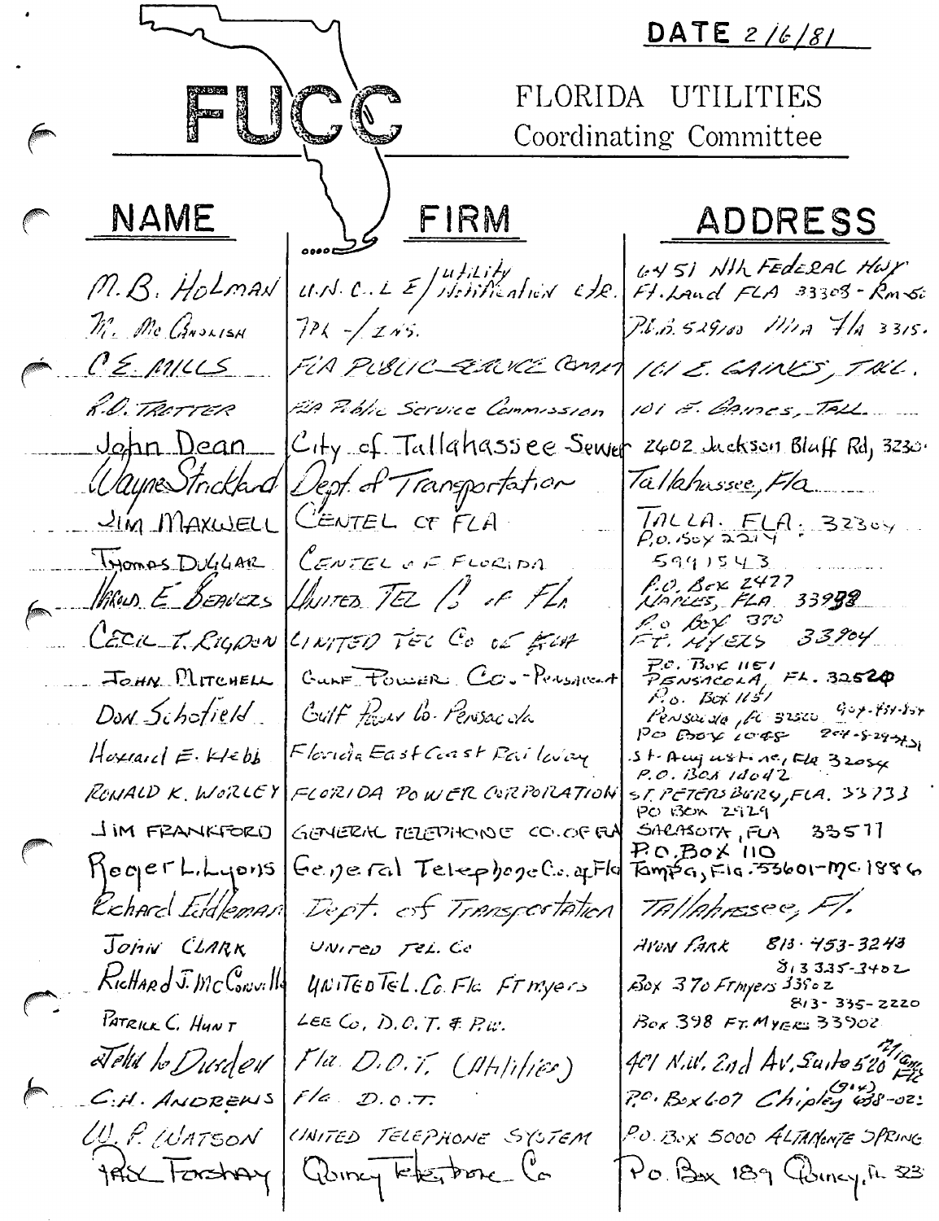DATE 2/6/81

# FUCC

FLORIDA UTILITIES
Coordinating Committee

| NAME | FIRM | ADDRESS |
|---|---|---|
| M.B. Holman | U.N.C.L.E / utility Notification Ctr. | 6451 N.W. Federal Hwy Ft. Laud FLA 33308 - Rm 50 |
| M. McCandlish | TPL - / INS. | P.O.B. 529100 Mia Fla 3315. |
| C.E. MILLS | FLA PUBLIC SERVICE COMM | 101 E. GAINES, TALL. |
| R.D. TROTTER | Fla Public Service Commission | 101 E. Gaines, TALL. |
| John Dean | City of Tallahassee Sewer | 2402 Jackson Bluff Rd, 3230 |
| Wayne Strickland | Dept of Transportation | Tallahassee, Fla |
| JIM MAXWELL | CENTEL OF FLA | TALLA. FLA. 32304 P.O. Box 2214 |
| Thomas Duggar | CENTEL OF FLORIDA | 5991543 |
| Harold E. Beavers | United Tel Co of Fla | P.O. Box 2477 Naples, FLA 33939 |
| CECIL T. RIGDON | UNITED TEL Co of FLA | P.O. Box 370 FT. MYERS 33904 |
| JOHN MITCHELL | GULF POWER CO. - Pensacola | P.O. Box 1151 PENSACOLA, FL. 32520 |
| Don Schofield | Gulf Power Co. Pensacola | P.O. Box 1151 Pensacola, FL 32520 904-434-8594 |
| Howard E. Webb | Florida East Coast Railway | PO Box 1048 904-829-3421 St. Augustine, Fla 32084 |
| RONALD K. WORLEY | FLORIDA POWER CORPORATION | P.O. Box 14042 ST. PETERSBURG, FLA. 33733 |
| JIM FRANKFORD | GENERAL TELEPHONE CO. OF FLA | PO Box 2929 SARASOTA, FLA 33577 |
| Roger L. Lyons | General Telephone Co. of Fla | P.O. Box 110 Tampa, Fla. 33601-MC 1886 |
| Richard Eddleman | Dept. of Transportation | Tallahassee, Fl. |
| JOHN CLARK | UNITED TEL. Co | AVON PARK 813-453-3243 |
| Richard J. McConnell | UNITED TEL. Co. Fla. Ft myers | Box 370 Ft myers 33902 813 335-3402 |
| PATRICK C. HUNT | LEE Co. D.O.T. & P.W. | Box 398 FT. MYERS 33902 813-335-2220 |
| John W. Durden | Fla. D.O.T. (Utilities) | 401 N.W. 2nd Av. Suite 520 Miami Fla |
| C.H. ANDREWS | Fla D.O.T. | P.O. Box 607 Chipley (904) 638-02 |
| W. P. WATSON | UNITED TELEPHONE SYSTEM | P.O. Box 5000 ALTAMONTE SPRING |
| Paul Forshay | Quincy Telephone Co | Po Box 189 Quincy, Fl 323 |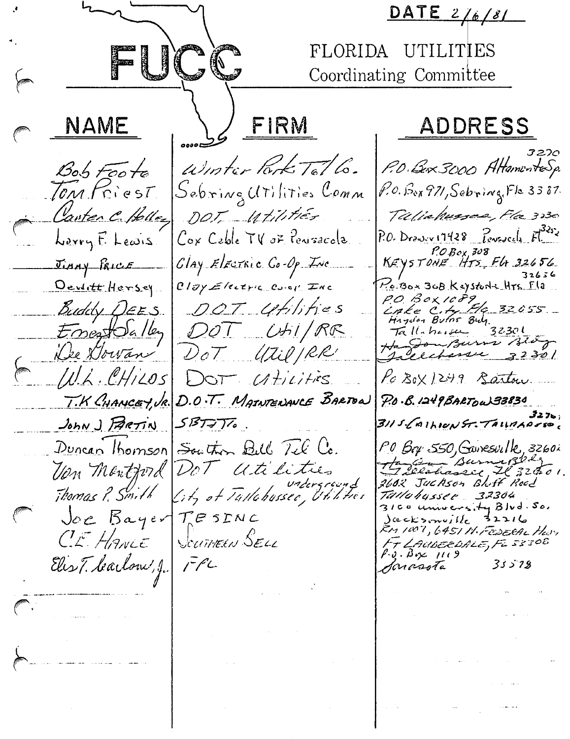DATE 2/6/81

# FUCC

FLORIDA UTILITIES Coordinating Committee

| NAME | FIRM | ADDRESS |
|---|---|---|
| Bob Foote | Winter Park Tel Co. | P.O. Box 3000 Altamonte Sp 3270 |
| Tom Priest | Sebring Utilities Comm | P.O. Box 971, Sebring, Fla 33871 |
| Carter C. Holley | DOT Utilities | Tallahassee, Fla 3230 |
| Larry F. Lewis | Cox Cable TV of Pensacola | P.O. Drawer 17428 Pensacola Fl 3252 |
| JIMMY PRICE | Clay Electric Co-Op Inc | P.O. Box 308 KEYSTONE HTS, Fla 32656 |
| Dewitt Hersey | Clay Electric Co-op Inc | P.O. Box 308 Keystone Hts. Fla 32656 |
| Buddy Dees | DOT Utilities | P.O. Box 1089 Lake City Fla 32055 |
| Ernest Salley | DOT Util/RR | Haydon Burns Bldg. Tallahassee 32301 |
| Dee Gowan | DOT Util/RR | Haydon Burns Bldg Tallahassee 32301 |
| W.L. CHILDS | DOT Utilities | Po Box 1249 Bartow |
| T.K. CHANCEY, JR. | D.O.T. MAINTENANCE BARTOW | P.O.B. 1249 BARTOW 33830 |
| JOHN J. PARTIN | SBT&T Co. | 311 S. Calhoun St. Tallahassee 3230 |
| Duncan Thomson | Southern Bell Tel Co. | P.O Box 550, Gainesville, 3260 |
| Von Montford | DOT Utilities | Haydon Burns Bldg Tallahassee, Fl 32301. |
| Thomas P. Smith | City of Tallahassee, Underground Utilities | 2602 Jackson Bluff Road Tallahassee 32304 |
| Joe Bayer | TESINC | 3100 University Blvd. So. Jacksonville 32216 |
| C.E. HANCE | SOUTHERN BELL | RM 1007, 6451 N. FEDERAL Hwy FT LAUDERDALE, FL 33308 |
| Elis T. Barlow, Jr. | FPL | P.O. Box 1119 Sarasota 33578 |